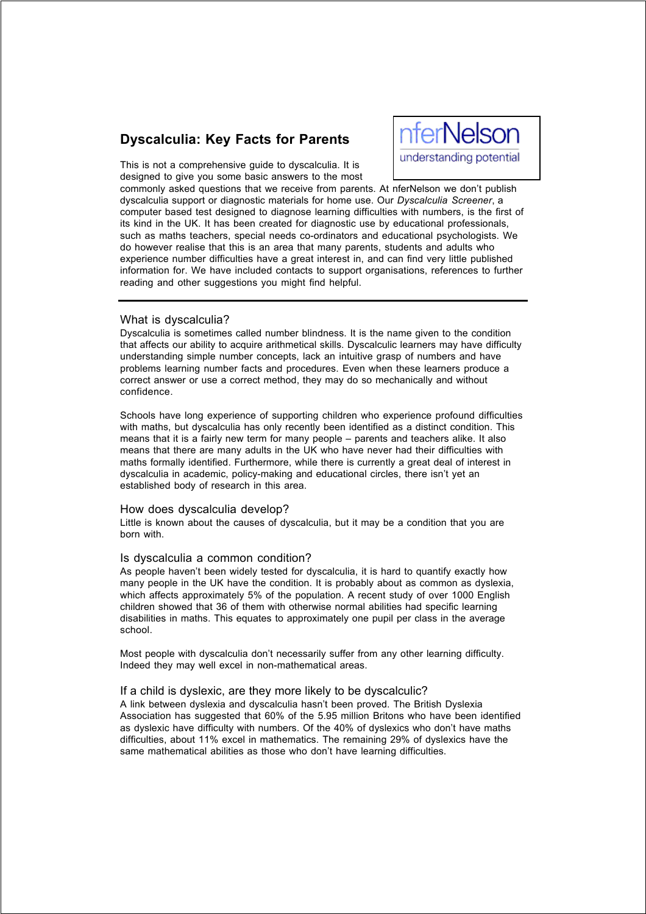# Dyscalculia: Key Facts for Parents

nferNelson
understanding potential

This is not a comprehensive guide to dyscalculia. It is designed to give you some basic answers to the most commonly asked questions that we receive from parents. At nferNelson we don't publish dyscalculia support or diagnostic materials for home use. Our *Dyscalculia Screener*, a computer based test designed to diagnose learning difficulties with numbers, is the first of its kind in the UK. It has been created for diagnostic use by educational professionals, such as maths teachers, special needs co-ordinators and educational psychologists. We do however realise that this is an area that many parents, students and adults who experience number difficulties have a great interest in, and can find very little published information for. We have included contacts to support organisations, references to further reading and other suggestions you might find helpful.

---

## What is dyscalculia?

Dyscalculia is sometimes called number blindness. It is the name given to the condition that affects our ability to acquire arithmetical skills. Dyscalculic learners may have difficulty understanding simple number concepts, lack an intuitive grasp of numbers and have problems learning number facts and procedures. Even when these learners produce a correct answer or use a correct method, they may do so mechanically and without confidence.

Schools have long experience of supporting children who experience profound difficulties with maths, but dyscalculia has only recently been identified as a distinct condition. This means that it is a fairly new term for many people – parents and teachers alike. It also means that there are many adults in the UK who have never had their difficulties with maths formally identified. Furthermore, while there is currently a great deal of interest in dyscalculia in academic, policy-making and educational circles, there isn't yet an established body of research in this area.

## How does dyscalculia develop?

Little is known about the causes of dyscalculia, but it may be a condition that you are born with.

## Is dyscalculia a common condition?

As people haven't been widely tested for dyscalculia, it is hard to quantify exactly how many people in the UK have the condition. It is probably about as common as dyslexia, which affects approximately 5% of the population. A recent study of over 1000 English children showed that 36 of them with otherwise normal abilities had specific learning disabilities in maths. This equates to approximately one pupil per class in the average school.

Most people with dyscalculia don't necessarily suffer from any other learning difficulty. Indeed they may well excel in non-mathematical areas.

## If a child is dyslexic, are they more likely to be dyscalculic?

A link between dyslexia and dyscalculia hasn't been proved. The British Dyslexia Association has suggested that 60% of the 5.95 million Britons who have been identified as dyslexic have difficulty with numbers. Of the 40% of dyslexics who don't have maths difficulties, about 11% excel in mathematics. The remaining 29% of dyslexics have the same mathematical abilities as those who don't have learning difficulties.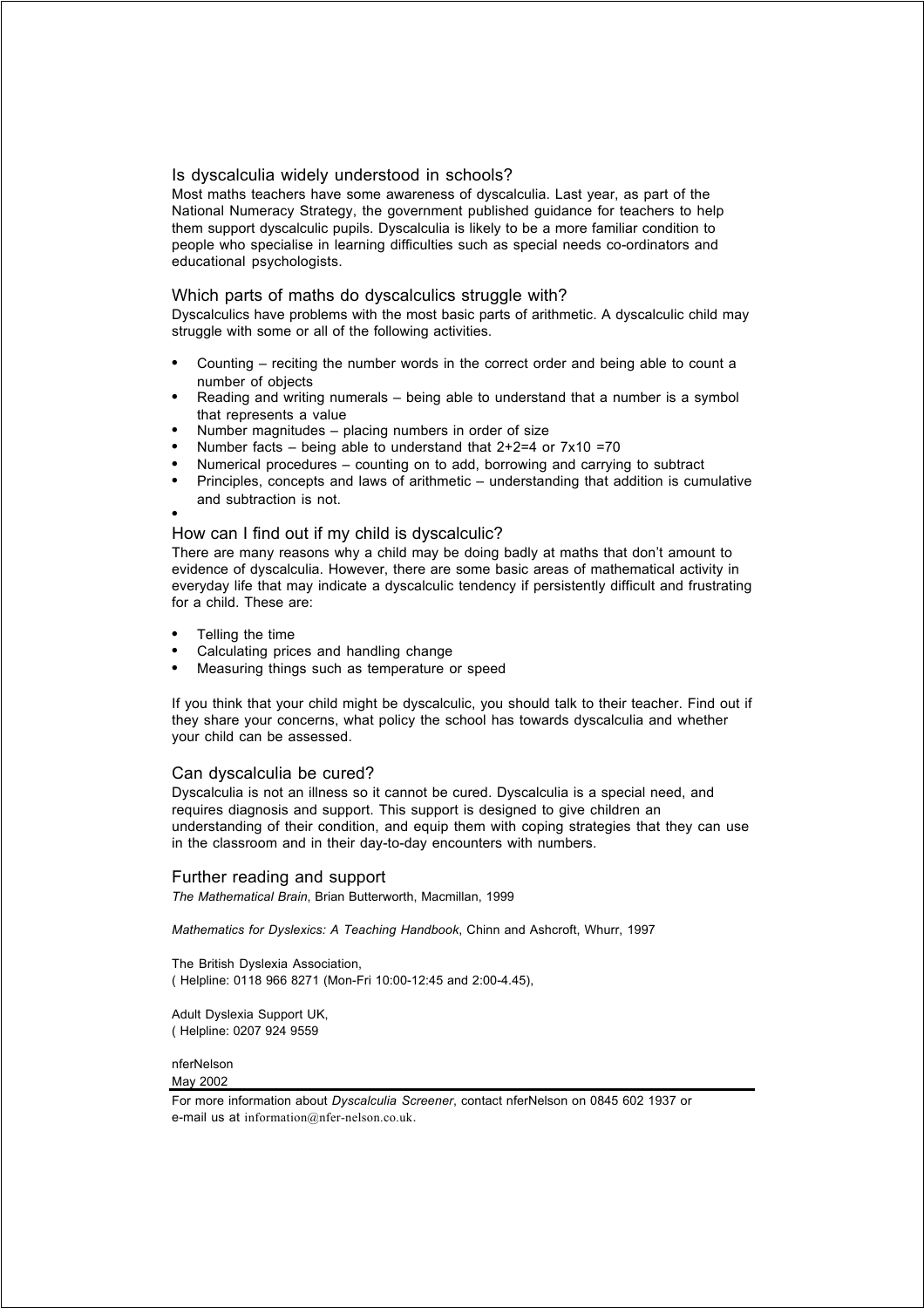## Is dyscalculia widely understood in schools?

Most maths teachers have some awareness of dyscalculia. Last year, as part of the National Numeracy Strategy, the government published guidance for teachers to help them support dyscalculic pupils. Dyscalculia is likely to be a more familiar condition to people who specialise in learning difficulties such as special needs co-ordinators and educational psychologists.

## Which parts of maths do dyscalculics struggle with?

Dyscalculics have problems with the most basic parts of arithmetic. A dyscalculic child may struggle with some or all of the following activities.

- Counting – reciting the number words in the correct order and being able to count a number of objects
- Reading and writing numerals – being able to understand that a number is a symbol that represents a value
- Number magnitudes – placing numbers in order of size
- Number facts – being able to understand that 2+2=4 or 7x10 =70
- Numerical procedures – counting on to add, borrowing and carrying to subtract
- Principles, concepts and laws of arithmetic – understanding that addition is cumulative and subtraction is not.

## How can I find out if my child is dyscalculic?

There are many reasons why a child may be doing badly at maths that don't amount to evidence of dyscalculia. However, there are some basic areas of mathematical activity in everyday life that may indicate a dyscalculic tendency if persistently difficult and frustrating for a child. These are:

- Telling the time
- Calculating prices and handling change
- Measuring things such as temperature or speed

If you think that your child might be dyscalculic, you should talk to their teacher. Find out if they share your concerns, what policy the school has towards dyscalculia and whether your child can be assessed.

## Can dyscalculia be cured?

Dyscalculia is not an illness so it cannot be cured. Dyscalculia is a special need, and requires diagnosis and support. This support is designed to give children an understanding of their condition, and equip them with coping strategies that they can use in the classroom and in their day-to-day encounters with numbers.

## Further reading and support

*The Mathematical Brain*, Brian Butterworth, Macmillan, 1999

*Mathematics for Dyslexics: A Teaching Handbook*, Chinn and Ashcroft, Whurr, 1997

The British Dyslexia Association,
( Helpline: 0118 966 8271 (Mon-Fri 10:00-12:45 and 2:00-4.45),

Adult Dyslexia Support UK,
( Helpline: 0207 924 9559

nferNelson
May 2002

For more information about *Dyscalculia Screener*, contact nferNelson on 0845 602 1937 or e-mail us at information@nfer-nelson.co.uk.